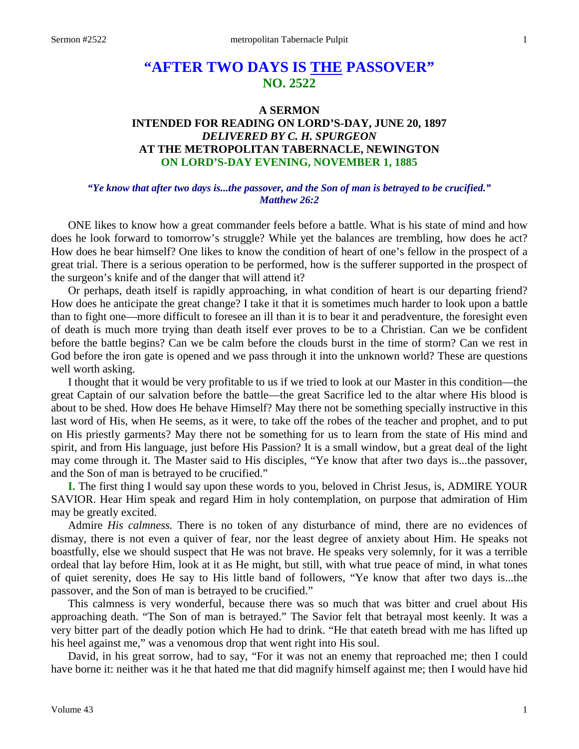# "AFTER TWO DAYS IS THE PASSOVER"
## NO. 2522

### A SERMON
### INTENDED FOR READING ON LORD'S-DAY, JUNE 20, 1897
### *DELIVERED BY C. H. SPURGEON*
### AT THE METROPOLITAN TABERNACLE, NEWINGTON
### ON LORD'S-DAY EVENING, NOVEMBER 1, 1885

***"Ye know that after two days is...the passover, and the Son of man is betrayed to be crucified." Matthew 26:2***

ONE likes to know how a great commander feels before a battle. What is his state of mind and how does he look forward to tomorrow's struggle? While yet the balances are trembling, how does he act? How does he bear himself? One likes to know the condition of heart of one's fellow in the prospect of a great trial. There is a serious operation to be performed, how is the sufferer supported in the prospect of the surgeon's knife and of the danger that will attend it?

Or perhaps, death itself is rapidly approaching, in what condition of heart is our departing friend? How does he anticipate the great change? I take it that it is sometimes much harder to look upon a battle than to fight one—more difficult to foresee an ill than it is to bear it and peradventure, the foresight even of death is much more trying than death itself ever proves to be to a Christian. Can we be confident before the battle begins? Can we be calm before the clouds burst in the time of storm? Can we rest in God before the iron gate is opened and we pass through it into the unknown world? These are questions well worth asking.

I thought that it would be very profitable to us if we tried to look at our Master in this condition—the great Captain of our salvation before the battle—the great Sacrifice led to the altar where His blood is about to be shed. How does He behave Himself? May there not be something specially instructive in this last word of His, when He seems, as it were, to take off the robes of the teacher and prophet, and to put on His priestly garments? May there not be something for us to learn from the state of His mind and spirit, and from His language, just before His Passion? It is a small window, but a great deal of the light may come through it. The Master said to His disciples, "Ye know that after two days is...the passover, and the Son of man is betrayed to be crucified."

**I.** The first thing I would say upon these words to you, beloved in Christ Jesus, is, ADMIRE YOUR SAVIOR. Hear Him speak and regard Him in holy contemplation, on purpose that admiration of Him may be greatly excited.

Admire *His calmness.* There is no token of any disturbance of mind, there are no evidences of dismay, there is not even a quiver of fear, nor the least degree of anxiety about Him. He speaks not boastfully, else we should suspect that He was not brave. He speaks very solemnly, for it was a terrible ordeal that lay before Him, look at it as He might, but still, with what true peace of mind, in what tones of quiet serenity, does He say to His little band of followers, "Ye know that after two days is...the passover, and the Son of man is betrayed to be crucified."

This calmness is very wonderful, because there was so much that was bitter and cruel about His approaching death. "The Son of man is betrayed." The Savior felt that betrayal most keenly. It was a very bitter part of the deadly potion which He had to drink. "He that eateth bread with me has lifted up his heel against me," was a venomous drop that went right into His soul.

David, in his great sorrow, had to say, "For it was not an enemy that reproached me; then I could have borne it: neither was it he that hated me that did magnify himself against me; then I would have hid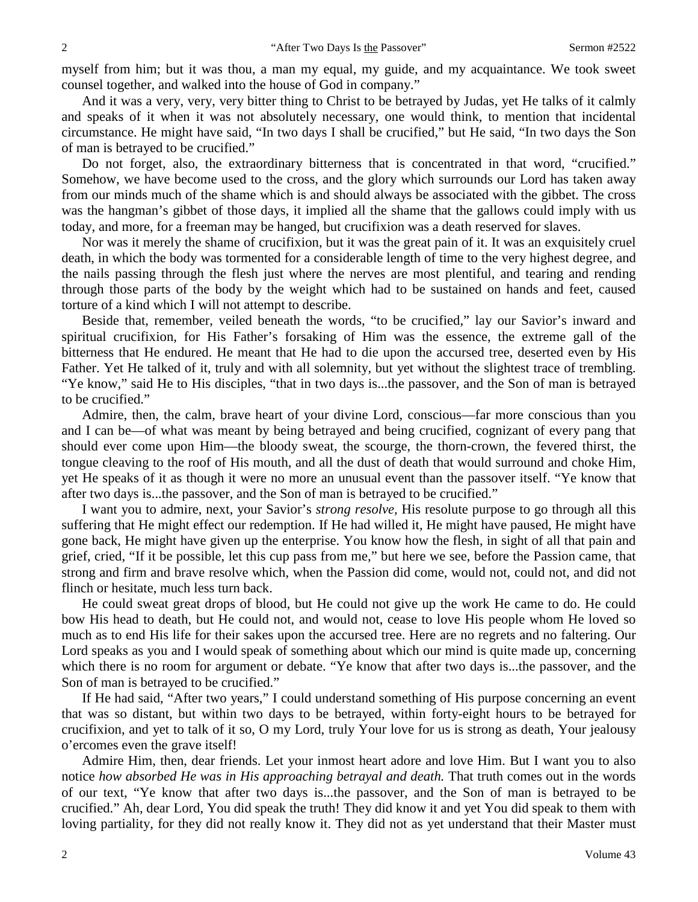myself from him; but it was thou, a man my equal, my guide, and my acquaintance. We took sweet counsel together, and walked into the house of God in company."

And it was a very, very, very bitter thing to Christ to be betrayed by Judas, yet He talks of it calmly and speaks of it when it was not absolutely necessary, one would think, to mention that incidental circumstance. He might have said, "In two days I shall be crucified," but He said, "In two days the Son of man is betrayed to be crucified."

Do not forget, also, the extraordinary bitterness that is concentrated in that word, "crucified." Somehow, we have become used to the cross, and the glory which surrounds our Lord has taken away from our minds much of the shame which is and should always be associated with the gibbet. The cross was the hangman's gibbet of those days, it implied all the shame that the gallows could imply with us today, and more, for a freeman may be hanged, but crucifixion was a death reserved for slaves.

Nor was it merely the shame of crucifixion, but it was the great pain of it. It was an exquisitely cruel death, in which the body was tormented for a considerable length of time to the very highest degree, and the nails passing through the flesh just where the nerves are most plentiful, and tearing and rending through those parts of the body by the weight which had to be sustained on hands and feet, caused torture of a kind which I will not attempt to describe.

Beside that, remember, veiled beneath the words, "to be crucified," lay our Savior's inward and spiritual crucifixion, for His Father's forsaking of Him was the essence, the extreme gall of the bitterness that He endured. He meant that He had to die upon the accursed tree, deserted even by His Father. Yet He talked of it, truly and with all solemnity, but yet without the slightest trace of trembling. "Ye know," said He to His disciples, "that in two days is...the passover, and the Son of man is betrayed to be crucified."

Admire, then, the calm, brave heart of your divine Lord, conscious—far more conscious than you and I can be—of what was meant by being betrayed and being crucified, cognizant of every pang that should ever come upon Him—the bloody sweat, the scourge, the thorn-crown, the fevered thirst, the tongue cleaving to the roof of His mouth, and all the dust of death that would surround and choke Him, yet He speaks of it as though it were no more an unusual event than the passover itself. "Ye know that after two days is...the passover, and the Son of man is betrayed to be crucified."

I want you to admire, next, your Savior's *strong resolve*, His resolute purpose to go through all this suffering that He might effect our redemption. If He had willed it, He might have paused, He might have gone back, He might have given up the enterprise. You know how the flesh, in sight of all that pain and grief, cried, "If it be possible, let this cup pass from me," but here we see, before the Passion came, that strong and firm and brave resolve which, when the Passion did come, would not, could not, and did not flinch or hesitate, much less turn back.

He could sweat great drops of blood, but He could not give up the work He came to do. He could bow His head to death, but He could not, and would not, cease to love His people whom He loved so much as to end His life for their sakes upon the accursed tree. Here are no regrets and no faltering. Our Lord speaks as you and I would speak of something about which our mind is quite made up, concerning which there is no room for argument or debate. "Ye know that after two days is...the passover, and the Son of man is betrayed to be crucified."

If He had said, "After two years," I could understand something of His purpose concerning an event that was so distant, but within two days to be betrayed, within forty-eight hours to be betrayed for crucifixion, and yet to talk of it so, O my Lord, truly Your love for us is strong as death, Your jealousy o'ercomes even the grave itself!

Admire Him, then, dear friends. Let your inmost heart adore and love Him. But I want you to also notice *how absorbed He was in His approaching betrayal and death.* That truth comes out in the words of our text, "Ye know that after two days is...the passover, and the Son of man is betrayed to be crucified." Ah, dear Lord, You did speak the truth! They did know it and yet You did speak to them with loving partiality, for they did not really know it. They did not as yet understand that their Master must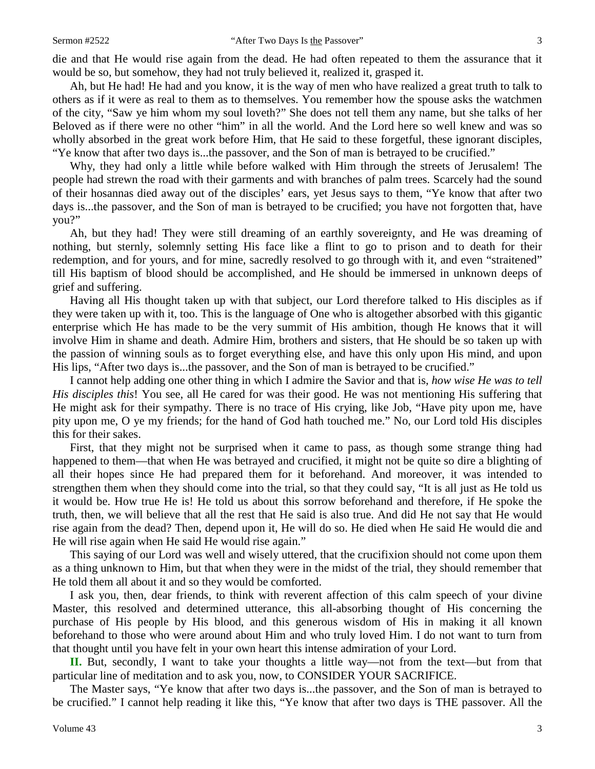die and that He would rise again from the dead. He had often repeated to them the assurance that it would be so, but somehow, they had not truly believed it, realized it, grasped it.

Ah, but He had! He had and you know, it is the way of men who have realized a great truth to talk to others as if it were as real to them as to themselves. You remember how the spouse asks the watchmen of the city, "Saw ye him whom my soul loveth?" She does not tell them any name, but she talks of her Beloved as if there were no other "him" in all the world. And the Lord here so well knew and was so wholly absorbed in the great work before Him, that He said to these forgetful, these ignorant disciples, "Ye know that after two days is...the passover, and the Son of man is betrayed to be crucified."

Why, they had only a little while before walked with Him through the streets of Jerusalem! The people had strewn the road with their garments and with branches of palm trees. Scarcely had the sound of their hosannas died away out of the disciples' ears, yet Jesus says to them, "Ye know that after two days is...the passover, and the Son of man is betrayed to be crucified; you have not forgotten that, have you?"

Ah, but they had! They were still dreaming of an earthly sovereignty, and He was dreaming of nothing, but sternly, solemnly setting His face like a flint to go to prison and to death for their redemption, and for yours, and for mine, sacredly resolved to go through with it, and even "straitened" till His baptism of blood should be accomplished, and He should be immersed in unknown deeps of grief and suffering.

Having all His thought taken up with that subject, our Lord therefore talked to His disciples as if they were taken up with it, too. This is the language of One who is altogether absorbed with this gigantic enterprise which He has made to be the very summit of His ambition, though He knows that it will involve Him in shame and death. Admire Him, brothers and sisters, that He should be so taken up with the passion of winning souls as to forget everything else, and have this only upon His mind, and upon His lips, "After two days is...the passover, and the Son of man is betrayed to be crucified."

I cannot help adding one other thing in which I admire the Savior and that is, *how wise He was to tell His disciples this*! You see, all He cared for was their good. He was not mentioning His suffering that He might ask for their sympathy. There is no trace of His crying, like Job, "Have pity upon me, have pity upon me, O ye my friends; for the hand of God hath touched me." No, our Lord told His disciples this for their sakes.

First, that they might not be surprised when it came to pass, as though some strange thing had happened to them—that when He was betrayed and crucified, it might not be quite so dire a blighting of all their hopes since He had prepared them for it beforehand. And moreover, it was intended to strengthen them when they should come into the trial, so that they could say, "It is all just as He told us it would be. How true He is! He told us about this sorrow beforehand and therefore, if He spoke the truth, then, we will believe that all the rest that He said is also true. And did He not say that He would rise again from the dead? Then, depend upon it, He will do so. He died when He said He would die and He will rise again when He said He would rise again."

This saying of our Lord was well and wisely uttered, that the crucifixion should not come upon them as a thing unknown to Him, but that when they were in the midst of the trial, they should remember that He told them all about it and so they would be comforted.

I ask you, then, dear friends, to think with reverent affection of this calm speech of your divine Master, this resolved and determined utterance, this all-absorbing thought of His concerning the purchase of His people by His blood, and this generous wisdom of His in making it all known beforehand to those who were around about Him and who truly loved Him. I do not want to turn from that thought until you have felt in your own heart this intense admiration of your Lord.

**II.** But, secondly, I want to take your thoughts a little way—not from the text—but from that particular line of meditation and to ask you, now, to CONSIDER YOUR SACRIFICE.

The Master says, "Ye know that after two days is...the passover, and the Son of man is betrayed to be crucified." I cannot help reading it like this, "Ye know that after two days is THE passover. All the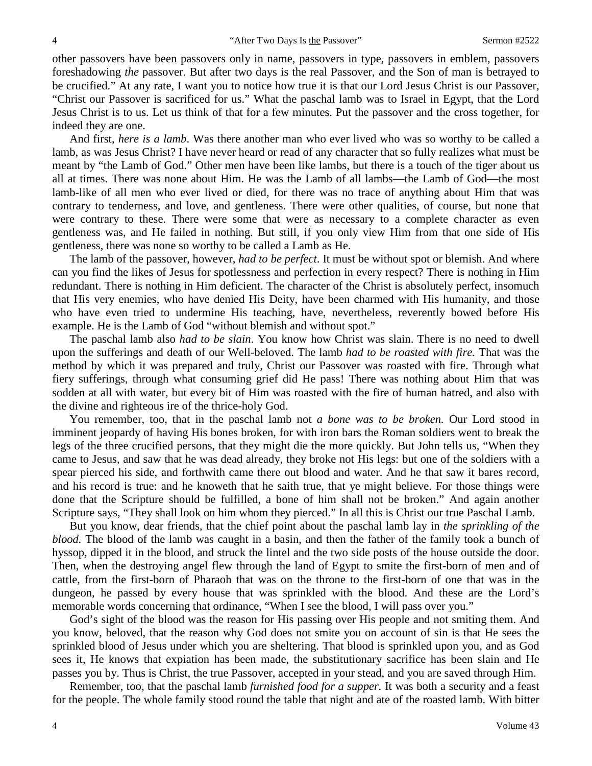other passovers have been passovers only in name, passovers in type, passovers in emblem, passovers foreshadowing *the* passover. But after two days is the real Passover, and the Son of man is betrayed to be crucified." At any rate, I want you to notice how true it is that our Lord Jesus Christ is our Passover, "Christ our Passover is sacrificed for us." What the paschal lamb was to Israel in Egypt, that the Lord Jesus Christ is to us. Let us think of that for a few minutes. Put the passover and the cross together, for indeed they are one.

And first, *here is a lamb*. Was there another man who ever lived who was so worthy to be called a lamb, as was Jesus Christ? I have never heard or read of any character that so fully realizes what must be meant by "the Lamb of God." Other men have been like lambs, but there is a touch of the tiger about us all at times. There was none about Him. He was the Lamb of all lambs—the Lamb of God—the most lamb-like of all men who ever lived or died, for there was no trace of anything about Him that was contrary to tenderness, and love, and gentleness. There were other qualities, of course, but none that were contrary to these. There were some that were as necessary to a complete character as even gentleness was, and He failed in nothing. But still, if you only view Him from that one side of His gentleness, there was none so worthy to be called a Lamb as He.

The lamb of the passover, however, *had to be perfect*. It must be without spot or blemish. And where can you find the likes of Jesus for spotlessness and perfection in every respect? There is nothing in Him redundant. There is nothing in Him deficient. The character of the Christ is absolutely perfect, insomuch that His very enemies, who have denied His Deity, have been charmed with His humanity, and those who have even tried to undermine His teaching, have, nevertheless, reverently bowed before His example. He is the Lamb of God "without blemish and without spot."

The paschal lamb also *had to be slain*. You know how Christ was slain. There is no need to dwell upon the sufferings and death of our Well-beloved. The lamb *had to be roasted with fire.* That was the method by which it was prepared and truly, Christ our Passover was roasted with fire. Through what fiery sufferings, through what consuming grief did He pass! There was nothing about Him that was sodden at all with water, but every bit of Him was roasted with the fire of human hatred, and also with the divine and righteous ire of the thrice-holy God.

You remember, too, that in the paschal lamb not *a bone was to be broken.* Our Lord stood in imminent jeopardy of having His bones broken, for with iron bars the Roman soldiers went to break the legs of the three crucified persons, that they might die the more quickly. But John tells us, "When they came to Jesus, and saw that he was dead already, they broke not His legs: but one of the soldiers with a spear pierced his side, and forthwith came there out blood and water. And he that saw it bares record, and his record is true: and he knoweth that he saith true, that ye might believe. For those things were done that the Scripture should be fulfilled, a bone of him shall not be broken." And again another Scripture says, "They shall look on him whom they pierced." In all this is Christ our true Paschal Lamb.

But you know, dear friends, that the chief point about the paschal lamb lay in *the sprinkling of the blood.* The blood of the lamb was caught in a basin, and then the father of the family took a bunch of hyssop, dipped it in the blood, and struck the lintel and the two side posts of the house outside the door. Then, when the destroying angel flew through the land of Egypt to smite the first-born of men and of cattle, from the first-born of Pharaoh that was on the throne to the first-born of one that was in the dungeon, he passed by every house that was sprinkled with the blood. And these are the Lord's memorable words concerning that ordinance, "When I see the blood, I will pass over you."

God's sight of the blood was the reason for His passing over His people and not smiting them. And you know, beloved, that the reason why God does not smite you on account of sin is that He sees the sprinkled blood of Jesus under which you are sheltering. That blood is sprinkled upon you, and as God sees it, He knows that expiation has been made, the substitutionary sacrifice has been slain and He passes you by. Thus is Christ, the true Passover, accepted in your stead, and you are saved through Him.

Remember, too, that the paschal lamb *furnished food for a supper.* It was both a security and a feast for the people. The whole family stood round the table that night and ate of the roasted lamb. With bitter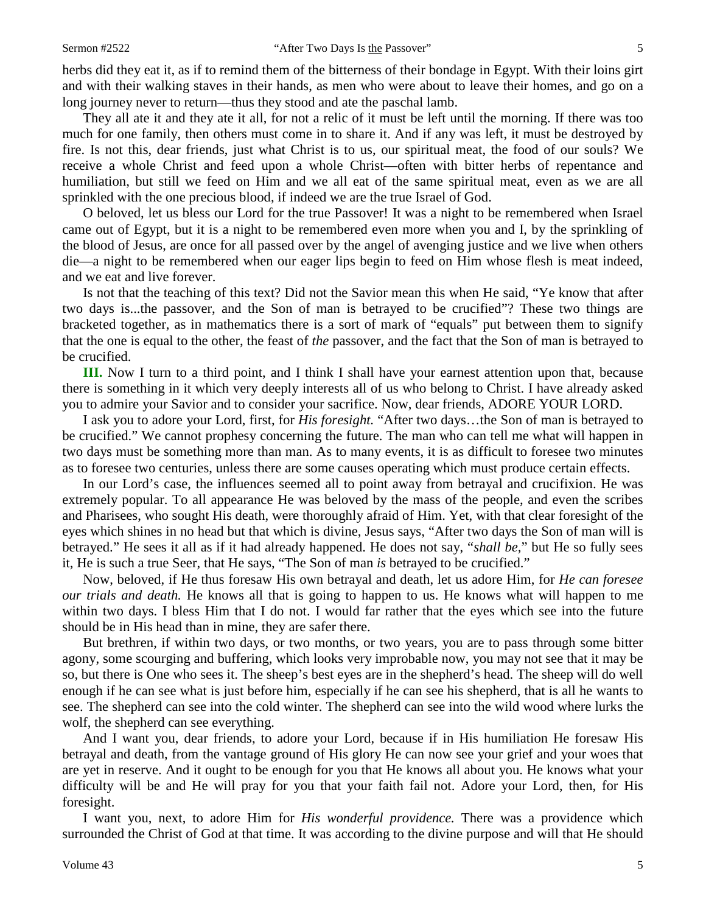herbs did they eat it, as if to remind them of the bitterness of their bondage in Egypt. With their loins girt and with their walking staves in their hands, as men who were about to leave their homes, and go on a long journey never to return—thus they stood and ate the paschal lamb.

They all ate it and they ate it all, for not a relic of it must be left until the morning. If there was too much for one family, then others must come in to share it. And if any was left, it must be destroyed by fire. Is not this, dear friends, just what Christ is to us, our spiritual meat, the food of our souls? We receive a whole Christ and feed upon a whole Christ—often with bitter herbs of repentance and humiliation, but still we feed on Him and we all eat of the same spiritual meat, even as we are all sprinkled with the one precious blood, if indeed we are the true Israel of God.

O beloved, let us bless our Lord for the true Passover! It was a night to be remembered when Israel came out of Egypt, but it is a night to be remembered even more when you and I, by the sprinkling of the blood of Jesus, are once for all passed over by the angel of avenging justice and we live when others die—a night to be remembered when our eager lips begin to feed on Him whose flesh is meat indeed, and we eat and live forever.

Is not that the teaching of this text? Did not the Savior mean this when He said, "Ye know that after two days is...the passover, and the Son of man is betrayed to be crucified"? These two things are bracketed together, as in mathematics there is a sort of mark of "equals" put between them to signify that the one is equal to the other, the feast of *the* passover, and the fact that the Son of man is betrayed to be crucified.

**III.** Now I turn to a third point, and I think I shall have your earnest attention upon that, because there is something in it which very deeply interests all of us who belong to Christ. I have already asked you to admire your Savior and to consider your sacrifice. Now, dear friends, ADORE YOUR LORD.

I ask you to adore your Lord, first, for *His foresight.* "After two days…the Son of man is betrayed to be crucified." We cannot prophesy concerning the future. The man who can tell me what will happen in two days must be something more than man. As to many events, it is as difficult to foresee two minutes as to foresee two centuries, unless there are some causes operating which must produce certain effects.

In our Lord's case, the influences seemed all to point away from betrayal and crucifixion. He was extremely popular. To all appearance He was beloved by the mass of the people, and even the scribes and Pharisees, who sought His death, were thoroughly afraid of Him. Yet, with that clear foresight of the eyes which shines in no head but that which is divine, Jesus says, "After two days the Son of man will is betrayed." He sees it all as if it had already happened. He does not say, "*shall be,*" but He so fully sees it, He is such a true Seer, that He says, "The Son of man *is* betrayed to be crucified."

Now, beloved, if He thus foresaw His own betrayal and death, let us adore Him, for *He can foresee our trials and death.* He knows all that is going to happen to us. He knows what will happen to me within two days. I bless Him that I do not. I would far rather that the eyes which see into the future should be in His head than in mine, they are safer there.

But brethren, if within two days, or two months, or two years, you are to pass through some bitter agony, some scourging and buffering, which looks very improbable now, you may not see that it may be so, but there is One who sees it. The sheep's best eyes are in the shepherd's head. The sheep will do well enough if he can see what is just before him, especially if he can see his shepherd, that is all he wants to see. The shepherd can see into the cold winter. The shepherd can see into the wild wood where lurks the wolf, the shepherd can see everything.

And I want you, dear friends, to adore your Lord, because if in His humiliation He foresaw His betrayal and death, from the vantage ground of His glory He can now see your grief and your woes that are yet in reserve. And it ought to be enough for you that He knows all about you. He knows what your difficulty will be and He will pray for you that your faith fail not. Adore your Lord, then, for His foresight.

I want you, next, to adore Him for *His wonderful providence.* There was a providence which surrounded the Christ of God at that time. It was according to the divine purpose and will that He should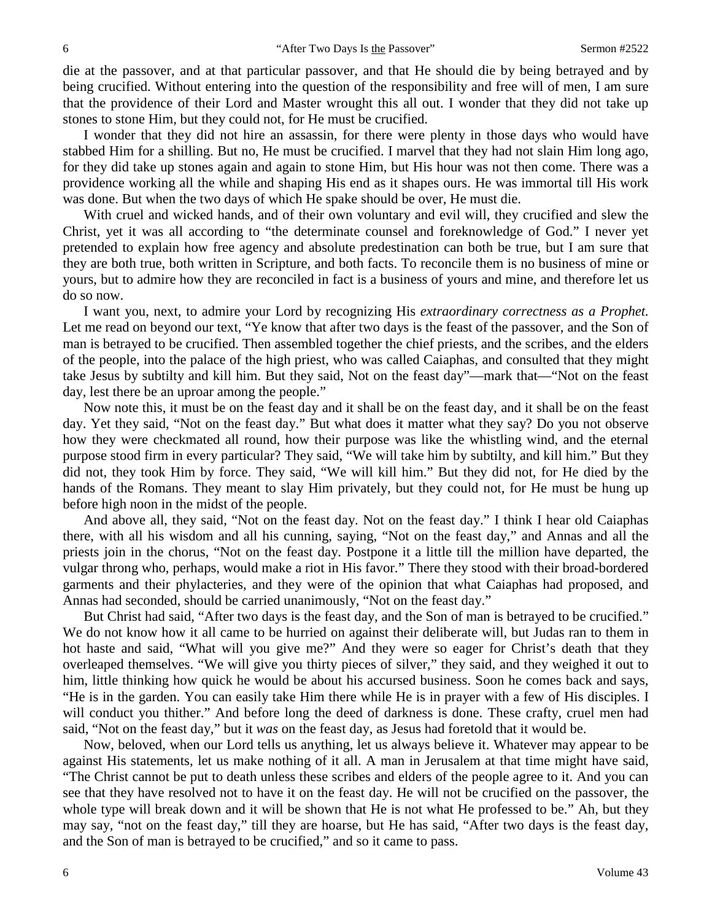die at the passover, and at that particular passover, and that He should die by being betrayed and by being crucified. Without entering into the question of the responsibility and free will of men, I am sure that the providence of their Lord and Master wrought this all out. I wonder that they did not take up stones to stone Him, but they could not, for He must be crucified.

I wonder that they did not hire an assassin, for there were plenty in those days who would have stabbed Him for a shilling. But no, He must be crucified. I marvel that they had not slain Him long ago, for they did take up stones again and again to stone Him, but His hour was not then come. There was a providence working all the while and shaping His end as it shapes ours. He was immortal till His work was done. But when the two days of which He spake should be over, He must die.

With cruel and wicked hands, and of their own voluntary and evil will, they crucified and slew the Christ, yet it was all according to "the determinate counsel and foreknowledge of God." I never yet pretended to explain how free agency and absolute predestination can both be true, but I am sure that they are both true, both written in Scripture, and both facts. To reconcile them is no business of mine or yours, but to admire how they are reconciled in fact is a business of yours and mine, and therefore let us do so now.

I want you, next, to admire your Lord by recognizing His *extraordinary correctness as a Prophet.* Let me read on beyond our text, "Ye know that after two days is the feast of the passover, and the Son of man is betrayed to be crucified. Then assembled together the chief priests, and the scribes, and the elders of the people, into the palace of the high priest, who was called Caiaphas, and consulted that they might take Jesus by subtilty and kill him. But they said, Not on the feast day"—mark that—"Not on the feast day, lest there be an uproar among the people."

Now note this, it must be on the feast day and it shall be on the feast day, and it shall be on the feast day. Yet they said, "Not on the feast day." But what does it matter what they say? Do you not observe how they were checkmated all round, how their purpose was like the whistling wind, and the eternal purpose stood firm in every particular? They said, "We will take him by subtilty, and kill him." But they did not, they took Him by force. They said, "We will kill him." But they did not, for He died by the hands of the Romans. They meant to slay Him privately, but they could not, for He must be hung up before high noon in the midst of the people.

And above all, they said, "Not on the feast day. Not on the feast day." I think I hear old Caiaphas there, with all his wisdom and all his cunning, saying, "Not on the feast day," and Annas and all the priests join in the chorus, "Not on the feast day. Postpone it a little till the million have departed, the vulgar throng who, perhaps, would make a riot in His favor." There they stood with their broad-bordered garments and their phylacteries, and they were of the opinion that what Caiaphas had proposed, and Annas had seconded, should be carried unanimously, "Not on the feast day."

But Christ had said, "After two days is the feast day, and the Son of man is betrayed to be crucified." We do not know how it all came to be hurried on against their deliberate will, but Judas ran to them in hot haste and said, "What will you give me?" And they were so eager for Christ's death that they overleaped themselves. "We will give you thirty pieces of silver," they said, and they weighed it out to him, little thinking how quick he would be about his accursed business. Soon he comes back and says, "He is in the garden. You can easily take Him there while He is in prayer with a few of His disciples. I will conduct you thither." And before long the deed of darkness is done. These crafty, cruel men had said, "Not on the feast day," but it *was* on the feast day, as Jesus had foretold that it would be.

Now, beloved, when our Lord tells us anything, let us always believe it. Whatever may appear to be against His statements, let us make nothing of it all. A man in Jerusalem at that time might have said, "The Christ cannot be put to death unless these scribes and elders of the people agree to it. And you can see that they have resolved not to have it on the feast day. He will not be crucified on the passover, the whole type will break down and it will be shown that He is not what He professed to be." Ah, but they may say, "not on the feast day," till they are hoarse, but He has said, "After two days is the feast day, and the Son of man is betrayed to be crucified," and so it came to pass.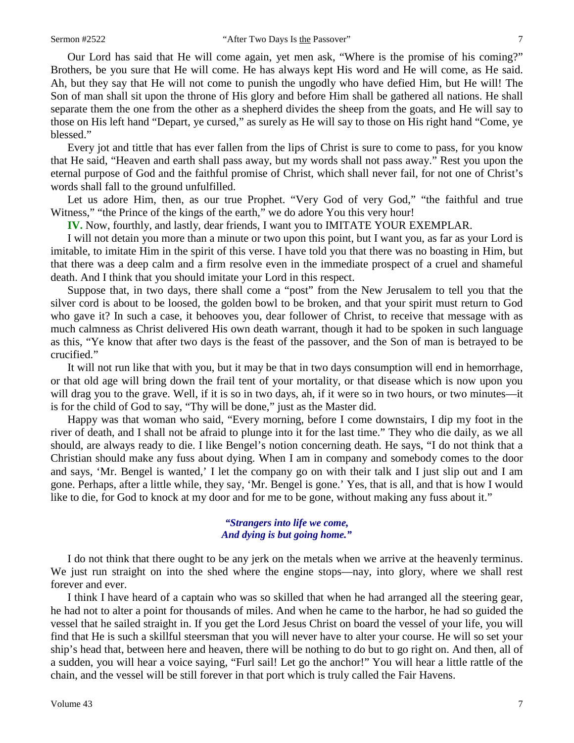Our Lord has said that He will come again, yet men ask, "Where is the promise of his coming?" Brothers, be you sure that He will come. He has always kept His word and He will come, as He said. Ah, but they say that He will not come to punish the ungodly who have defied Him, but He will! The Son of man shall sit upon the throne of His glory and before Him shall be gathered all nations. He shall separate them the one from the other as a shepherd divides the sheep from the goats, and He will say to those on His left hand "Depart, ye cursed," as surely as He will say to those on His right hand "Come, ye blessed."

Every jot and tittle that has ever fallen from the lips of Christ is sure to come to pass, for you know that He said, "Heaven and earth shall pass away, but my words shall not pass away." Rest you upon the eternal purpose of God and the faithful promise of Christ, which shall never fail, for not one of Christ's words shall fall to the ground unfulfilled.

Let us adore Him, then, as our true Prophet. "Very God of very God," "the faithful and true Witness," "the Prince of the kings of the earth," we do adore You this very hour!

**IV.** Now, fourthly, and lastly, dear friends, I want you to IMITATE YOUR EXEMPLAR.

I will not detain you more than a minute or two upon this point, but I want you, as far as your Lord is imitable, to imitate Him in the spirit of this verse. I have told you that there was no boasting in Him, but that there was a deep calm and a firm resolve even in the immediate prospect of a cruel and shameful death. And I think that you should imitate your Lord in this respect.

Suppose that, in two days, there shall come a "post" from the New Jerusalem to tell you that the silver cord is about to be loosed, the golden bowl to be broken, and that your spirit must return to God who gave it? In such a case, it behooves you, dear follower of Christ, to receive that message with as much calmness as Christ delivered His own death warrant, though it had to be spoken in such language as this, "Ye know that after two days is the feast of the passover, and the Son of man is betrayed to be crucified."

It will not run like that with you, but it may be that in two days consumption will end in hemorrhage, or that old age will bring down the frail tent of your mortality, or that disease which is now upon you will drag you to the grave. Well, if it is so in two days, ah, if it were so in two hours, or two minutes—it is for the child of God to say, "Thy will be done," just as the Master did.

Happy was that woman who said, "Every morning, before I come downstairs, I dip my foot in the river of death, and I shall not be afraid to plunge into it for the last time." They who die daily, as we all should, are always ready to die. I like Bengel's notion concerning death. He says, "I do not think that a Christian should make any fuss about dying. When I am in company and somebody comes to the door and says, 'Mr. Bengel is wanted,' I let the company go on with their talk and I just slip out and I am gone. Perhaps, after a little while, they say, 'Mr. Bengel is gone.' Yes, that is all, and that is how I would like to die, for God to knock at my door and for me to be gone, without making any fuss about it."

> ***"Strangers into life we come,***
> ***And dying is but going home."***

I do not think that there ought to be any jerk on the metals when we arrive at the heavenly terminus. We just run straight on into the shed where the engine stops—nay, into glory, where we shall rest forever and ever.

I think I have heard of a captain who was so skilled that when he had arranged all the steering gear, he had not to alter a point for thousands of miles. And when he came to the harbor, he had so guided the vessel that he sailed straight in. If you get the Lord Jesus Christ on board the vessel of your life, you will find that He is such a skillful steersman that you will never have to alter your course. He will so set your ship's head that, between here and heaven, there will be nothing to do but to go right on. And then, all of a sudden, you will hear a voice saying, "Furl sail! Let go the anchor!" You will hear a little rattle of the chain, and the vessel will be still forever in that port which is truly called the Fair Havens.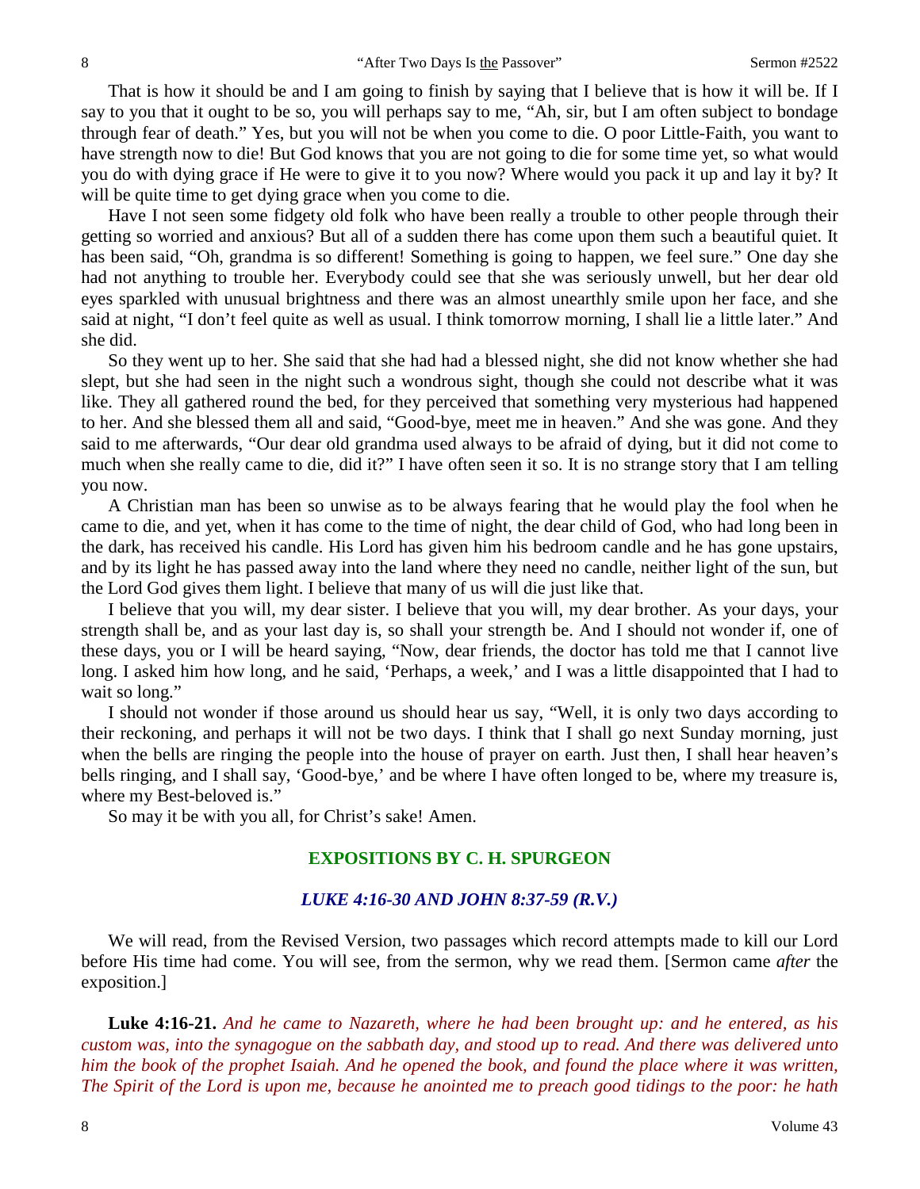That is how it should be and I am going to finish by saying that I believe that is how it will be. If I say to you that it ought to be so, you will perhaps say to me, "Ah, sir, but I am often subject to bondage through fear of death." Yes, but you will not be when you come to die. O poor Little-Faith, you want to have strength now to die! But God knows that you are not going to die for some time yet, so what would you do with dying grace if He were to give it to you now? Where would you pack it up and lay it by? It will be quite time to get dying grace when you come to die.

Have I not seen some fidgety old folk who have been really a trouble to other people through their getting so worried and anxious? But all of a sudden there has come upon them such a beautiful quiet. It has been said, "Oh, grandma is so different! Something is going to happen, we feel sure." One day she had not anything to trouble her. Everybody could see that she was seriously unwell, but her dear old eyes sparkled with unusual brightness and there was an almost unearthly smile upon her face, and she said at night, "I don't feel quite as well as usual. I think tomorrow morning, I shall lie a little later." And she did.

So they went up to her. She said that she had had a blessed night, she did not know whether she had slept, but she had seen in the night such a wondrous sight, though she could not describe what it was like. They all gathered round the bed, for they perceived that something very mysterious had happened to her. And she blessed them all and said, "Good-bye, meet me in heaven." And she was gone. And they said to me afterwards, "Our dear old grandma used always to be afraid of dying, but it did not come to much when she really came to die, did it?" I have often seen it so. It is no strange story that I am telling you now.

A Christian man has been so unwise as to be always fearing that he would play the fool when he came to die, and yet, when it has come to the time of night, the dear child of God, who had long been in the dark, has received his candle. His Lord has given him his bedroom candle and he has gone upstairs, and by its light he has passed away into the land where they need no candle, neither light of the sun, but the Lord God gives them light. I believe that many of us will die just like that.

I believe that you will, my dear sister. I believe that you will, my dear brother. As your days, your strength shall be, and as your last day is, so shall your strength be. And I should not wonder if, one of these days, you or I will be heard saying, "Now, dear friends, the doctor has told me that I cannot live long. I asked him how long, and he said, 'Perhaps, a week,' and I was a little disappointed that I had to wait so long."

I should not wonder if those around us should hear us say, "Well, it is only two days according to their reckoning, and perhaps it will not be two days. I think that I shall go next Sunday morning, just when the bells are ringing the people into the house of prayer on earth. Just then, I shall hear heaven's bells ringing, and I shall say, 'Good-bye,' and be where I have often longed to be, where my treasure is, where my Best-beloved is."

So may it be with you all, for Christ's sake! Amen.

## EXPOSITIONS BY C. H. SPURGEON

### *LUKE 4:16-30 AND JOHN 8:37-59 (R.V.)*

We will read, from the Revised Version, two passages which record attempts made to kill our Lord before His time had come. You will see, from the sermon, why we read them. [Sermon came *after* the exposition.]

**Luke 4:16-21.** *And he came to Nazareth, where he had been brought up: and he entered, as his custom was, into the synagogue on the sabbath day, and stood up to read. And there was delivered unto him the book of the prophet Isaiah. And he opened the book, and found the place where it was written, The Spirit of the Lord is upon me, because he anointed me to preach good tidings to the poor: he hath*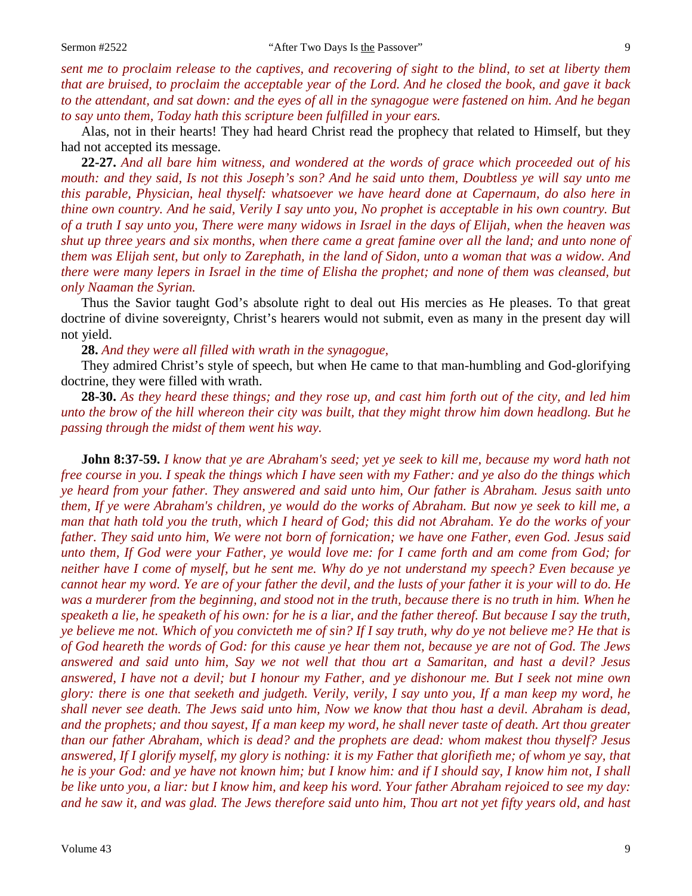*sent me to proclaim release to the captives, and recovering of sight to the blind, to set at liberty them that are bruised, to proclaim the acceptable year of the Lord. And he closed the book, and gave it back to the attendant, and sat down: and the eyes of all in the synagogue were fastened on him. And he began to say unto them, Today hath this scripture been fulfilled in your ears.*

Alas, not in their hearts! They had heard Christ read the prophecy that related to Himself, but they had not accepted its message.

**22-27.** *And all bare him witness, and wondered at the words of grace which proceeded out of his mouth: and they said, Is not this Joseph's son? And he said unto them, Doubtless ye will say unto me this parable, Physician, heal thyself: whatsoever we have heard done at Capernaum, do also here in thine own country. And he said, Verily I say unto you, No prophet is acceptable in his own country. But of a truth I say unto you, There were many widows in Israel in the days of Elijah, when the heaven was shut up three years and six months, when there came a great famine over all the land; and unto none of them was Elijah sent, but only to Zarephath, in the land of Sidon, unto a woman that was a widow. And there were many lepers in Israel in the time of Elisha the prophet; and none of them was cleansed, but only Naaman the Syrian.*

Thus the Savior taught God's absolute right to deal out His mercies as He pleases. To that great doctrine of divine sovereignty, Christ's hearers would not submit, even as many in the present day will not yield.

**28.** *And they were all filled with wrath in the synagogue,*

They admired Christ's style of speech, but when He came to that man-humbling and God-glorifying doctrine, they were filled with wrath.

**28-30.** *As they heard these things; and they rose up, and cast him forth out of the city, and led him unto the brow of the hill whereon their city was built, that they might throw him down headlong. But he passing through the midst of them went his way.*

**John 8:37-59.** *I know that ye are Abraham's seed; yet ye seek to kill me, because my word hath not free course in you. I speak the things which I have seen with my Father: and ye also do the things which ye heard from your father. They answered and said unto him, Our father is Abraham. Jesus saith unto them, If ye were Abraham's children, ye would do the works of Abraham. But now ye seek to kill me, a man that hath told you the truth, which I heard of God; this did not Abraham. Ye do the works of your father. They said unto him, We were not born of fornication; we have one Father, even God. Jesus said unto them, If God were your Father, ye would love me: for I came forth and am come from God; for neither have I come of myself, but he sent me. Why do ye not understand my speech? Even because ye cannot hear my word. Ye are of your father the devil, and the lusts of your father it is your will to do. He was a murderer from the beginning, and stood not in the truth, because there is no truth in him. When he speaketh a lie, he speaketh of his own: for he is a liar, and the father thereof. But because I say the truth, ye believe me not. Which of you convicteth me of sin? If I say truth, why do ye not believe me? He that is of God heareth the words of God: for this cause ye hear them not, because ye are not of God. The Jews answered and said unto him, Say we not well that thou art a Samaritan, and hast a devil? Jesus answered, I have not a devil; but I honour my Father, and ye dishonour me. But I seek not mine own glory: there is one that seeketh and judgeth. Verily, verily, I say unto you, If a man keep my word, he shall never see death. The Jews said unto him, Now we know that thou hast a devil. Abraham is dead, and the prophets; and thou sayest, If a man keep my word, he shall never taste of death. Art thou greater than our father Abraham, which is dead? and the prophets are dead: whom makest thou thyself? Jesus answered, If I glorify myself, my glory is nothing: it is my Father that glorifieth me; of whom ye say, that he is your God: and ye have not known him; but I know him: and if I should say, I know him not, I shall be like unto you, a liar: but I know him, and keep his word. Your father Abraham rejoiced to see my day: and he saw it, and was glad. The Jews therefore said unto him, Thou art not yet fifty years old, and hast*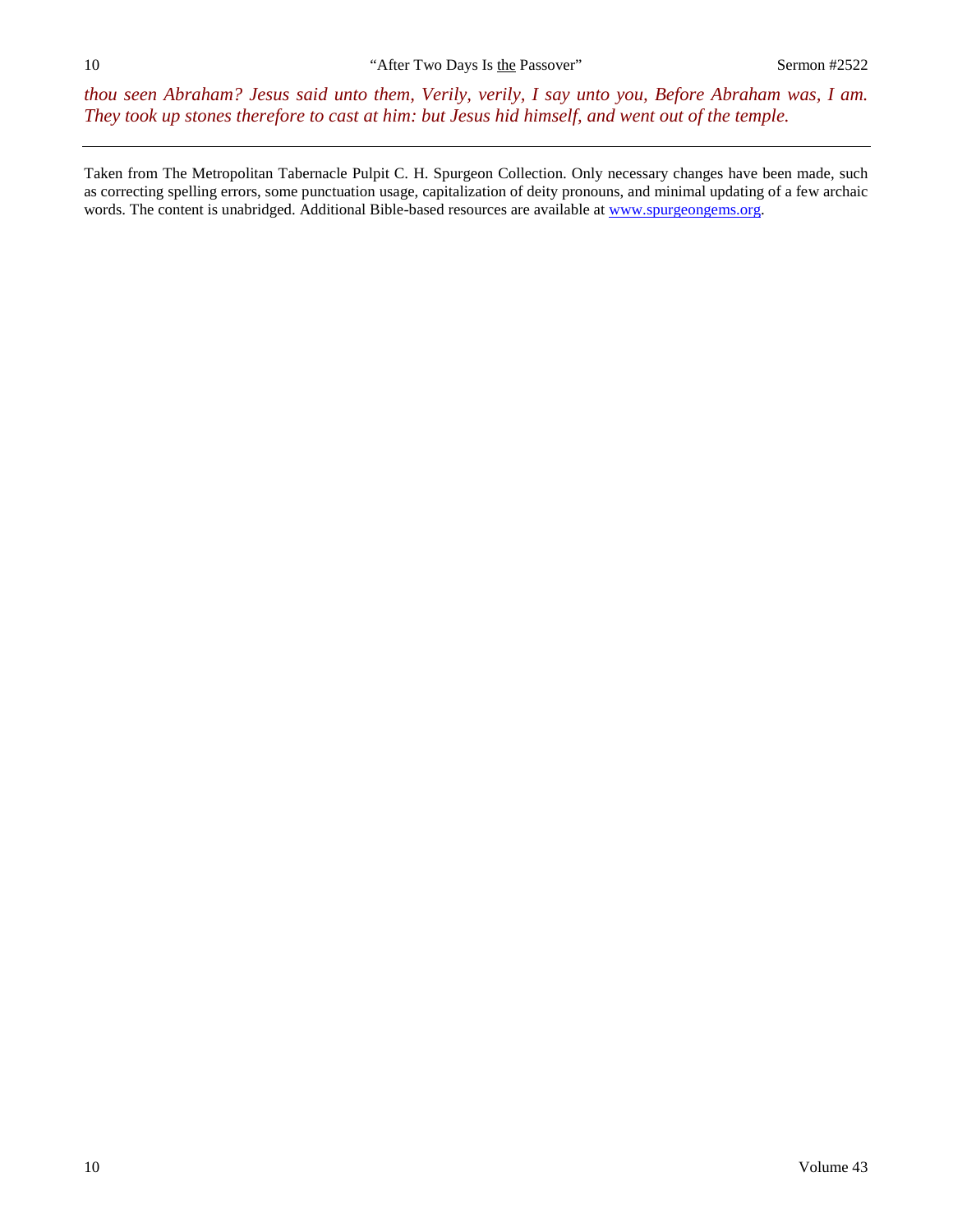*thou seen Abraham? Jesus said unto them, Verily, verily, I say unto you, Before Abraham was, I am. They took up stones therefore to cast at him: but Jesus hid himself, and went out of the temple.*

---

Taken from The Metropolitan Tabernacle Pulpit C. H. Spurgeon Collection. Only necessary changes have been made, such as correcting spelling errors, some punctuation usage, capitalization of deity pronouns, and minimal updating of a few archaic words. The content is unabridged. Additional Bible-based resources are available at [www.spurgeongems.org](http://www.spurgeongems.org).